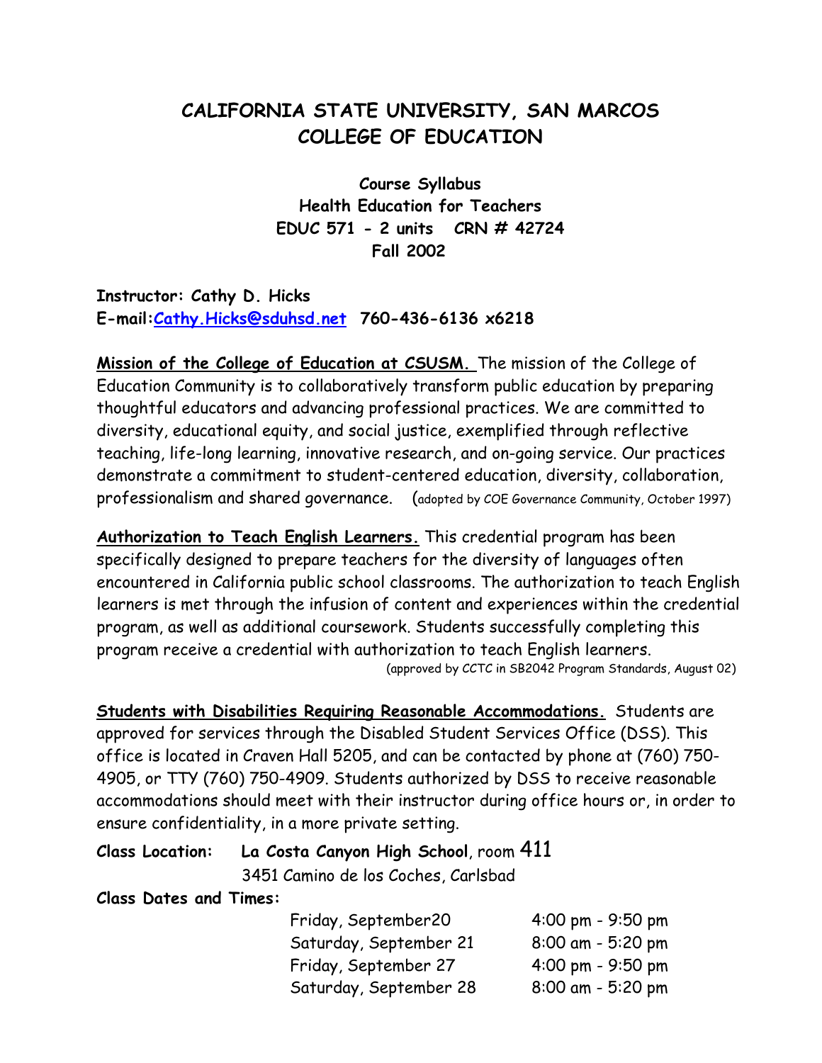# CALIFORNIA STATE UNIVERSITY, SAN MARCOS
# COLLEGE OF EDUCATION

**Course Syllabus**
**Health Education for Teachers**
**EDUC 571 - 2 units CRN # 42724**
**Fall 2002**

**Instructor: Cathy D. Hicks**
**E-mail:Cathy.Hicks@sduhsd.net 760-436-6136 x6218**

**Mission of the College of Education at CSUSM.** The mission of the College of Education Community is to collaboratively transform public education by preparing thoughtful educators and advancing professional practices. We are committed to diversity, educational equity, and social justice, exemplified through reflective teaching, life-long learning, innovative research, and on-going service. Our practices demonstrate a commitment to student-centered education, diversity, collaboration, professionalism and shared governance. (adopted by COE Governance Community, October 1997)

**Authorization to Teach English Learners.** This credential program has been specifically designed to prepare teachers for the diversity of languages often encountered in California public school classrooms. The authorization to teach English learners is met through the infusion of content and experiences within the credential program, as well as additional coursework. Students successfully completing this program receive a credential with authorization to teach English learners.
(approved by CCTC in SB2042 Program Standards, August 02)

**Students with Disabilities Requiring Reasonable Accommodations.** Students are approved for services through the Disabled Student Services Office (DSS). This office is located in Craven Hall 5205, and can be contacted by phone at (760) 750-4905, or TTY (760) 750-4909. Students authorized by DSS to receive reasonable accommodations should meet with their instructor during office hours or, in order to ensure confidentiality, in a more private setting.

**Class Location:** **La Costa Canyon High School**, room 411
3451 Camino de los Coches, Carlsbad

**Class Dates and Times:**

| | |
|---|---|
| Friday, September20 | 4:00 pm - 9:50 pm |
| Saturday, September 21 | 8:00 am - 5:20 pm |
| Friday, September 27 | 4:00 pm - 9:50 pm |
| Saturday, September 28 | 8:00 am - 5:20 pm |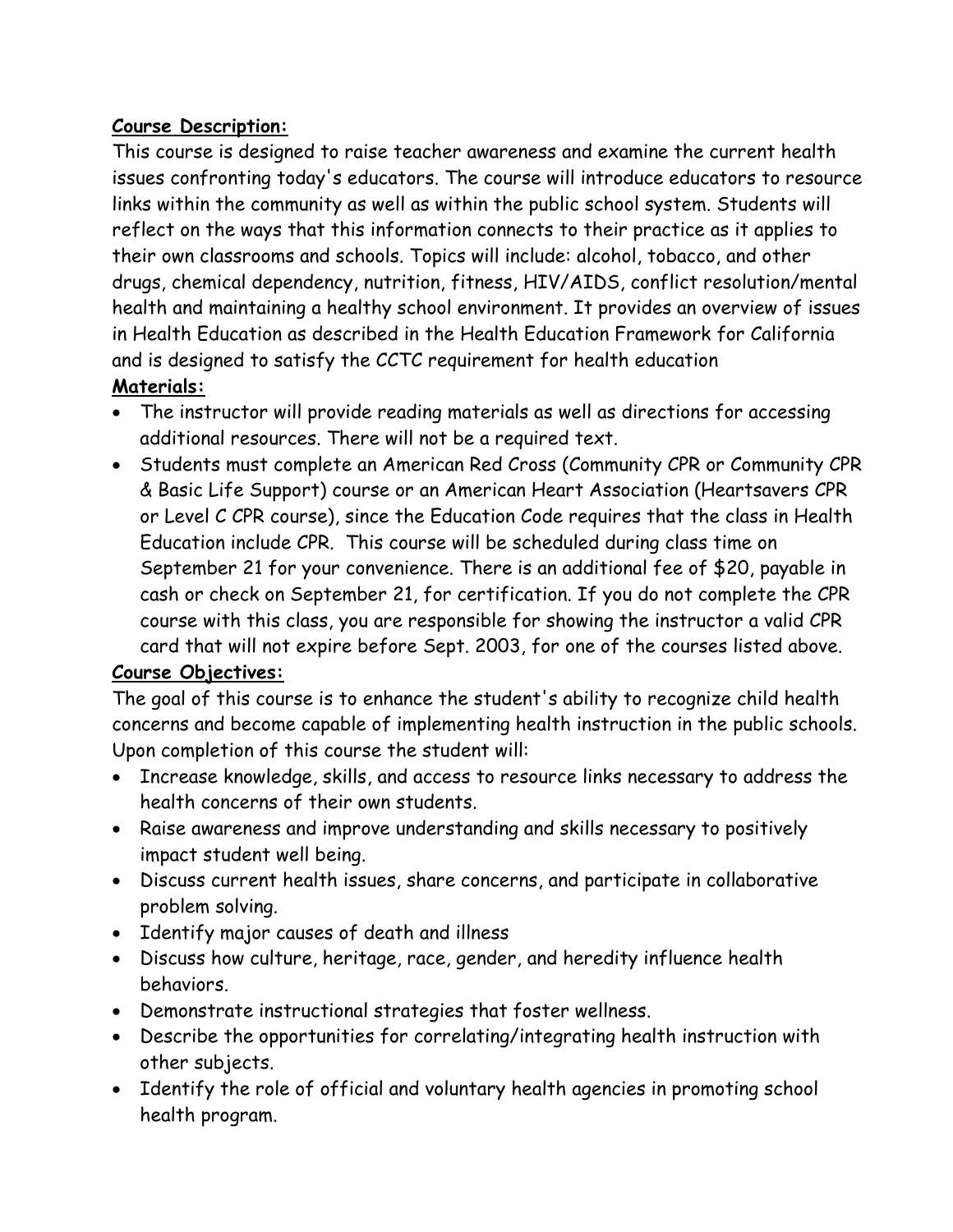**Course Description:**

This course is designed to raise teacher awareness and examine the current health issues confronting today's educators. The course will introduce educators to resource links within the community as well as within the public school system. Students will reflect on the ways that this information connects to their practice as it applies to their own classrooms and schools. Topics will include: alcohol, tobacco, and other drugs, chemical dependency, nutrition, fitness, HIV/AIDS, conflict resolution/mental health and maintaining a healthy school environment. It provides an overview of issues in Health Education as described in the Health Education Framework for California and is designed to satisfy the CCTC requirement for health education

**Materials:**

- The instructor will provide reading materials as well as directions for accessing additional resources. There will not be a required text.
- Students must complete an American Red Cross (Community CPR or Community CPR & Basic Life Support) course or an American Heart Association (Heartsavers CPR or Level C CPR course), since the Education Code requires that the class in Health Education include CPR. This course will be scheduled during class time on September 21 for your convenience. There is an additional fee of $20, payable in cash or check on September 21, for certification. If you do not complete the CPR course with this class, you are responsible for showing the instructor a valid CPR card that will not expire before Sept. 2003, for one of the courses listed above.

**Course Objectives:**

The goal of this course is to enhance the student's ability to recognize child health concerns and become capable of implementing health instruction in the public schools. Upon completion of this course the student will:

- Increase knowledge, skills, and access to resource links necessary to address the health concerns of their own students.
- Raise awareness and improve understanding and skills necessary to positively impact student well being.
- Discuss current health issues, share concerns, and participate in collaborative problem solving.
- Identify major causes of death and illness
- Discuss how culture, heritage, race, gender, and heredity influence health behaviors.
- Demonstrate instructional strategies that foster wellness.
- Describe the opportunities for correlating/integrating health instruction with other subjects.
- Identify the role of official and voluntary health agencies in promoting school health program.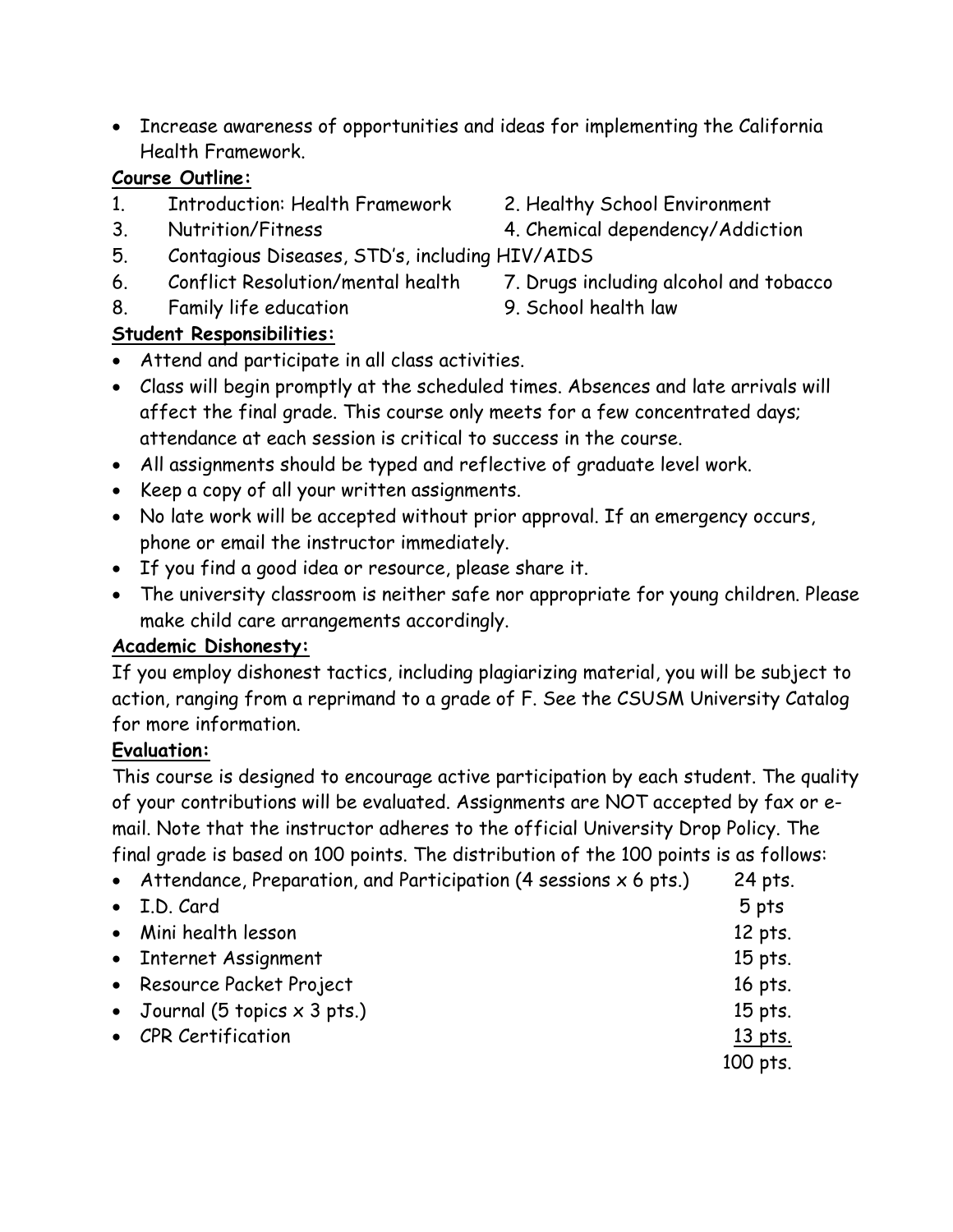- Increase awareness of opportunities and ideas for implementing the California Health Framework.

**Course Outline:**

1. Introduction: Health Framework
2. Healthy School Environment
3. Nutrition/Fitness
4. Chemical dependency/Addiction
5. Contagious Diseases, STD's, including HIV/AIDS
6. Conflict Resolution/mental health
7. Drugs including alcohol and tobacco
8. Family life education
9. School health law

**Student Responsibilities:**

- Attend and participate in all class activities.
- Class will begin promptly at the scheduled times. Absences and late arrivals will affect the final grade. This course only meets for a few concentrated days; attendance at each session is critical to success in the course.
- All assignments should be typed and reflective of graduate level work.
- Keep a copy of all your written assignments.
- No late work will be accepted without prior approval. If an emergency occurs, phone or email the instructor immediately.
- If you find a good idea or resource, please share it.
- The university classroom is neither safe nor appropriate for young children. Please make child care arrangements accordingly.

**Academic Dishonesty:**

If you employ dishonest tactics, including plagiarizing material, you will be subject to action, ranging from a reprimand to a grade of F. See the CSUSM University Catalog for more information.

**Evaluation:**

This course is designed to encourage active participation by each student. The quality of your contributions will be evaluated. Assignments are NOT accepted by fax or e-mail. Note that the instructor adheres to the official University Drop Policy. The final grade is based on 100 points. The distribution of the 100 points is as follows:

| Item | Points |
|---|---|
| Attendance, Preparation, and Participation (4 sessions x 6 pts.) | 24 pts. |
| I.D. Card | 5 pts |
| Mini health lesson | 12 pts. |
| Internet Assignment | 15 pts. |
| Resource Packet Project | 16 pts. |
| Journal (5 topics x 3 pts.) | 15 pts. |
| CPR Certification | 13 pts. |
| | 100 pts. |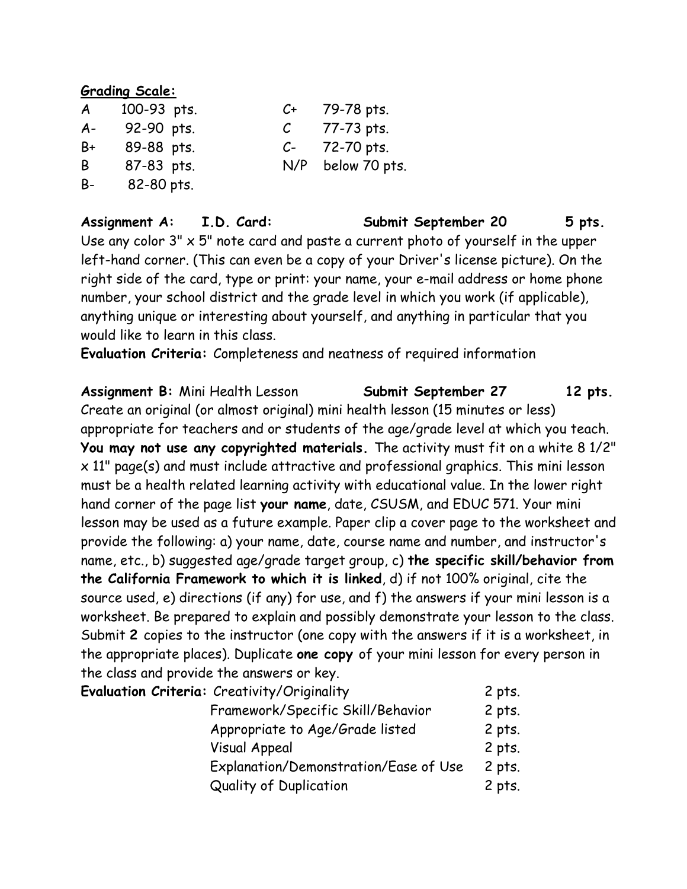**Grading Scale:**

| | | | |
|---|---|---|---|
| A | 100-93 pts. | C+ | 79-78 pts. |
| A- | 92-90 pts. | C | 77-73 pts. |
| B+ | 89-88 pts. | C- | 72-70 pts. |
| B | 87-83 pts. | N/P | below 70 pts. |
| B- | 82-80 pts. | | |

**Assignment A: I.D. Card: Submit September 20 5 pts.**
Use any color 3" x 5" note card and paste a current photo of yourself in the upper left-hand corner. (This can even be a copy of your Driver's license picture). On the right side of the card, type or print: your name, your e-mail address or home phone number, your school district and the grade level in which you work (if applicable), anything unique or interesting about yourself, and anything in particular that you would like to learn in this class.
**Evaluation Criteria:** Completeness and neatness of required information

**Assignment B:** Mini Health Lesson **Submit September 27 12 pts.**
Create an original (or almost original) mini health lesson (15 minutes or less) appropriate for teachers and or students of the age/grade level at which you teach. **You may not use any copyrighted materials.** The activity must fit on a white 8 1/2" x 11" page(s) and must include attractive and professional graphics. This mini lesson must be a health related learning activity with educational value. In the lower right hand corner of the page list **your name**, date, CSUSM, and EDUC 571. Your mini lesson may be used as a future example. Paper clip a cover page to the worksheet and provide the following: a) your name, date, course name and number, and instructor's name, etc., b) suggested age/grade target group, c) **the specific skill/behavior from the California Framework to which it is linked**, d) if not 100% original, cite the source used, e) directions (if any) for use, and f) the answers if your mini lesson is a worksheet. Be prepared to explain and possibly demonstrate your lesson to the class. Submit **2** copies to the instructor (one copy with the answers if it is a worksheet, in the appropriate places). Duplicate **one copy** of your mini lesson for every person in the class and provide the answers or key.

**Evaluation Criteria:**

| | |
|---|---|
| Creativity/Originality | 2 pts. |
| Framework/Specific Skill/Behavior | 2 pts. |
| Appropriate to Age/Grade listed | 2 pts. |
| Visual Appeal | 2 pts. |
| Explanation/Demonstration/Ease of Use | 2 pts. |
| Quality of Duplication | 2 pts. |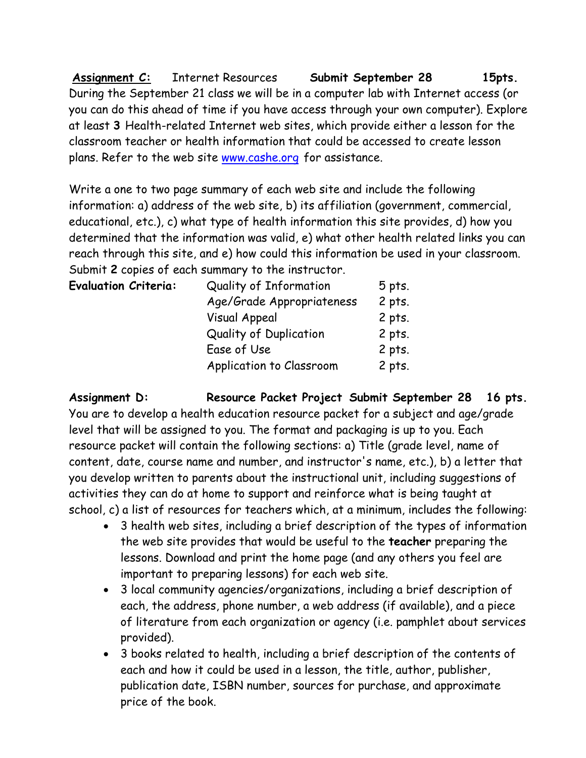**<u>Assignment C:</u>** Internet Resources **Submit September 28** **15pts.**
During the September 21 class we will be in a computer lab with Internet access (or you can do this ahead of time if you have access through your own computer). Explore at least **3** Health-related Internet web sites, which provide either a lesson for the classroom teacher or health information that could be accessed to create lesson plans. Refer to the web site [www.cashe.org](http://www.cashe.org) for assistance.

Write a one to two page summary of each web site and include the following information: a) address of the web site, b) its affiliation (government, commercial, educational, etc.), c) what type of health information this site provides, d) how you determined that the information was valid, e) what other health related links you can reach through this site, and e) how could this information be used in your classroom. Submit **2** copies of each summary to the instructor.

| **Evaluation Criteria:** | Quality of Information | 5 pts. |
|---|---|---|
| | Age/Grade Appropriateness | 2 pts. |
| | Visual Appeal | 2 pts. |
| | Quality of Duplication | 2 pts. |
| | Ease of Use | 2 pts. |
| | Application to Classroom | 2 pts. |

**Assignment D:** **Resource Packet Project** **Submit September 28** **16 pts.**
You are to develop a health education resource packet for a subject and age/grade level that will be assigned to you. The format and packaging is up to you. Each resource packet will contain the following sections: a) Title (grade level, name of content, date, course name and number, and instructor's name, etc.), b) a letter that you develop written to parents about the instructional unit, including suggestions of activities they can do at home to support and reinforce what is being taught at school, c) a list of resources for teachers which, at a minimum, includes the following:

- 3 health web sites, including a brief description of the types of information the web site provides that would be useful to the **teacher** preparing the lessons. Download and print the home page (and any others you feel are important to preparing lessons) for each web site.
- 3 local community agencies/organizations, including a brief description of each, the address, phone number, a web address (if available), and a piece of literature from each organization or agency (i.e. pamphlet about services provided).
- 3 books related to health, including a brief description of the contents of each and how it could be used in a lesson, the title, author, publisher, publication date, ISBN number, sources for purchase, and approximate price of the book.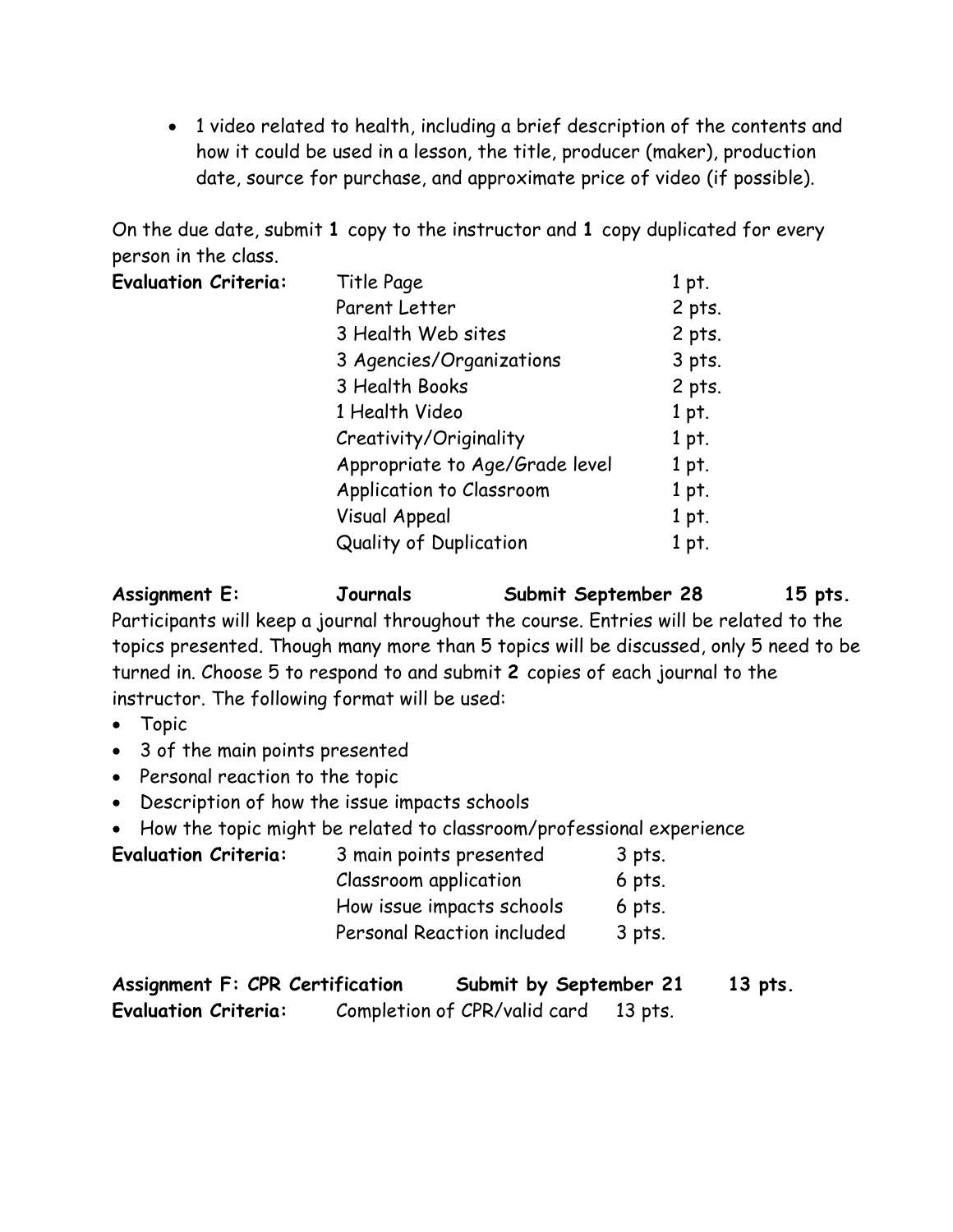- 1 video related to health, including a brief description of the contents and how it could be used in a lesson, the title, producer (maker), production date, source for purchase, and approximate price of video (if possible).

On the due date, submit **1** copy to the instructor and **1** copy duplicated for every person in the class.

| | | |
|---|---|---|
| **Evaluation Criteria:** | Title Page | 1 pt. |
| | Parent Letter | 2 pts. |
| | 3 Health Web sites | 2 pts. |
| | 3 Agencies/Organizations | 3 pts. |
| | 3 Health Books | 2 pts. |
| | 1 Health Video | 1 pt. |
| | Creativity/Originality | 1 pt. |
| | Appropriate to Age/Grade level | 1 pt. |
| | Application to Classroom | 1 pt. |
| | Visual Appeal | 1 pt. |
| | Quality of Duplication | 1 pt. |

**Assignment E: Journals Submit September 28 15 pts.**

Participants will keep a journal throughout the course. Entries will be related to the topics presented. Though many more than 5 topics will be discussed, only 5 need to be turned in. Choose 5 to respond to and submit **2** copies of each journal to the instructor. The following format will be used:

- Topic
- 3 of the main points presented
- Personal reaction to the topic
- Description of how the issue impacts schools
- How the topic might be related to classroom/professional experience

| | | |
|---|---|---|
| **Evaluation Criteria:** | 3 main points presented | 3 pts. |
| | Classroom application | 6 pts. |
| | How issue impacts schools | 6 pts. |
| | Personal Reaction included | 3 pts. |

**Assignment F: CPR Certification Submit by September 21 13 pts.**

**Evaluation Criteria:** Completion of CPR/valid card 13 pts.